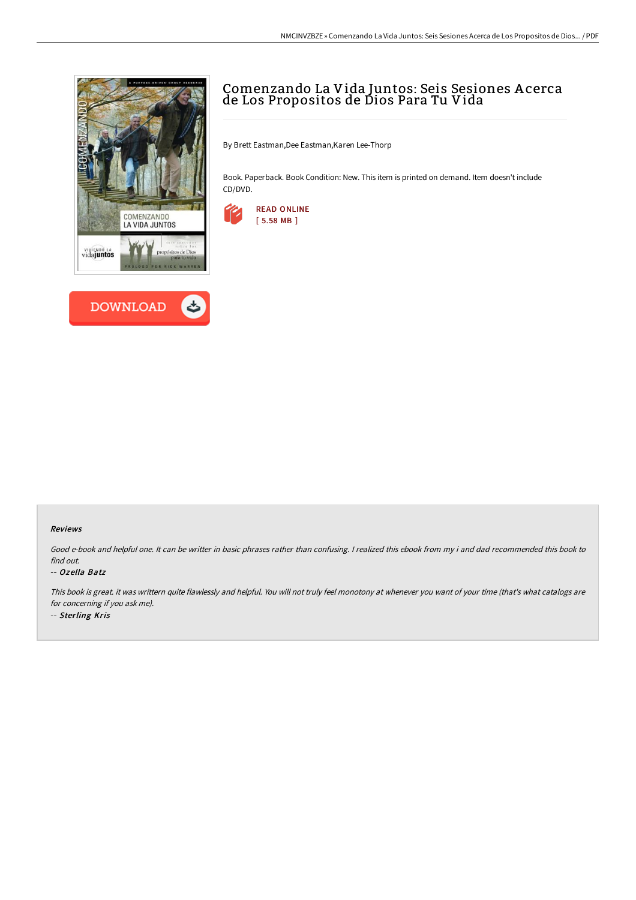# Comenzando La Vida Juntos: Seis Sesiones Acerca de Los Propositos de Dios Para Tu Vida

By Brett Eastman,Dee Eastman,Karen Lee-Thorp

Book. Paperback. Book Condition: New. This item is printed on demand. Item doesn't include CD/DVD.

READ ONLINE
[ 5.58 MB ]

DOWNLOAD

### Reviews

*Good e-book and helpful one. It can be writter in basic phrases rather than confusing. I realized this ebook from my i and dad recommended this book to find out.*

*-- Ozella Batz*

*This book is great. it was writtern quite flawlessly and helpful. You will not truly feel monotony at whenever you want of your time (that's what catalogs are for concerning if you ask me).*

*-- Sterling Kris*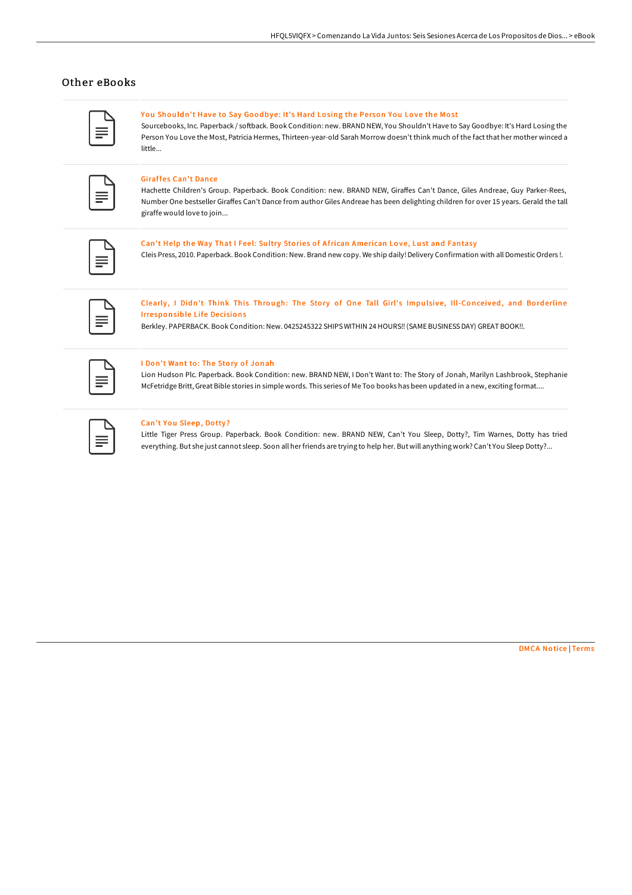## Other eBooks

### You Shouldn't Have to Say Goodbye: It's Hard Losing the Person You Love the Most

Sourcebooks, Inc. Paperback / softback. Book Condition: new. BRAND NEW, You Shouldn't Have to Say Goodbye: It's Hard Losing the Person You Love the Most, Patricia Hermes, Thirteen-year-old Sarah Morrow doesn't think much of the fact that her mother winced a little...

### Giraffes Can't Dance

Hachette Children's Group. Paperback. Book Condition: new. BRAND NEW, Giraffes Can't Dance, Giles Andreae, Guy Parker-Rees, Number One bestseller Giraffes Can't Dance from author Giles Andreae has been delighting children for over 15 years. Gerald the tall giraffe would love to join...

### Can't Help the Way That I Feel: Sultry Stories of African American Love, Lust and Fantasy

Cleis Press, 2010. Paperback. Book Condition: New. Brand new copy. We ship daily! Delivery Confirmation with all Domestic Orders !.

### Clearly, I Didn't Think This Through: The Story of One Tall Girl's Impulsive, Ill-Conceived, and Borderline Irresponsible Life Decisions

Berkley. PAPERBACK. Book Condition: New. 0425245322 SHIPS WITHIN 24 HOURS!! (SAME BUSINESS DAY) GREAT BOOK!!.

### I Don't Want to: The Story of Jonah

Lion Hudson Plc. Paperback. Book Condition: new. BRAND NEW, I Don't Want to: The Story of Jonah, Marilyn Lashbrook, Stephanie McFetridge Britt, Great Bible stories in simple words. This series of Me Too books has been updated in a new, exciting format....

### Can't You Sleep, Dotty?

Little Tiger Press Group. Paperback. Book Condition: new. BRAND NEW, Can't You Sleep, Dotty?, Tim Warnes, Dotty has tried everything. But she just cannot sleep. Soon all her friends are trying to help her. But will anything work? Can't You Sleep Dotty?...